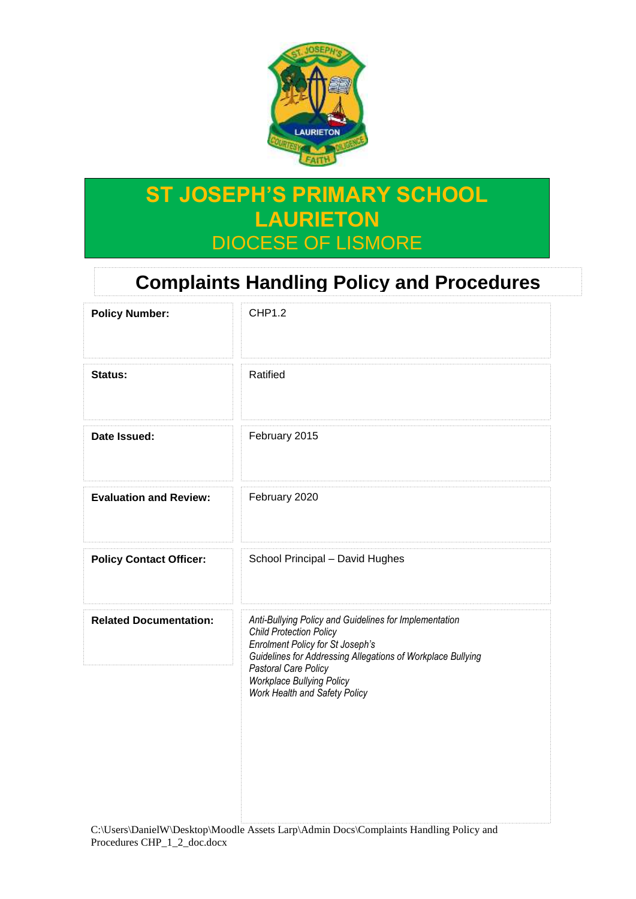# ST JOSEPH'S PRIMARY SCHOOL LAURIETON

DIOCESE OF LISMORE

## Complaints Handling Policy and Procedures

| | |
|---|---|
| **Policy Number:** | CHP1.2 |
| **Status:** | Ratified |
| **Date Issued:** | February 2015 |
| **Evaluation and Review:** | February 2020 |
| **Policy Contact Officer:** | School Principal – David Hughes |
| **Related Documentation:** | *Anti-Bullying Policy and Guidelines for Implementation*<br>*Child Protection Policy*<br>*Enrolment Policy for St Joseph's*<br>*Guidelines for Addressing Allegations of Workplace Bullying*<br>*Pastoral Care Policy*<br>*Workplace Bullying Policy*<br>*Work Health and Safety Policy* |

C:\Users\DanielW\Desktop\Moodle Assets Larp\Admin Docs\Complaints Handling Policy and Procedures CHP_1_2_doc.docx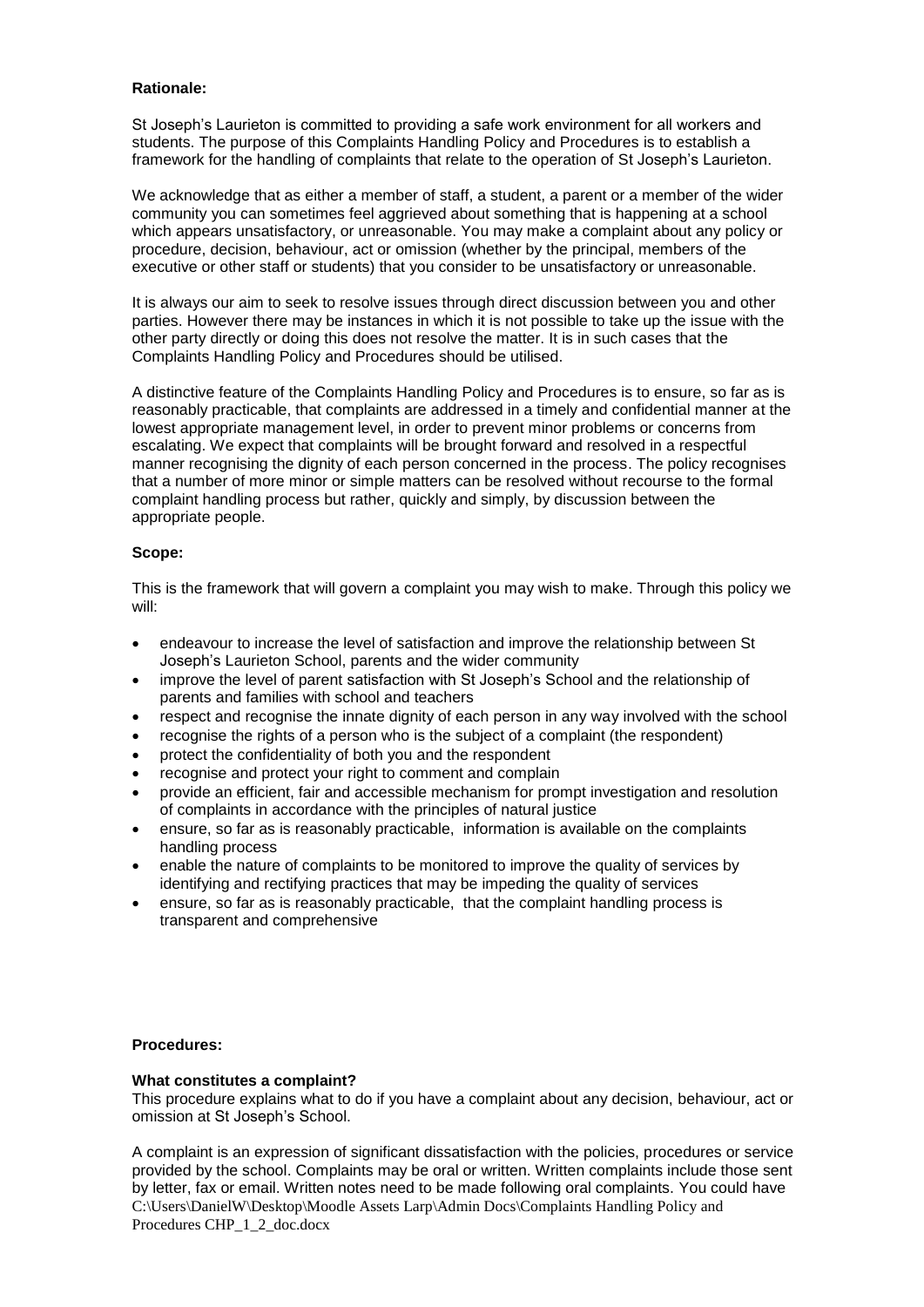**Rationale:**

St Joseph's Laurieton is committed to providing a safe work environment for all workers and students. The purpose of this Complaints Handling Policy and Procedures is to establish a framework for the handling of complaints that relate to the operation of St Joseph's Laurieton.

We acknowledge that as either a member of staff, a student, a parent or a member of the wider community you can sometimes feel aggrieved about something that is happening at a school which appears unsatisfactory, or unreasonable. You may make a complaint about any policy or procedure, decision, behaviour, act or omission (whether by the principal, members of the executive or other staff or students) that you consider to be unsatisfactory or unreasonable.

It is always our aim to seek to resolve issues through direct discussion between you and other parties. However there may be instances in which it is not possible to take up the issue with the other party directly or doing this does not resolve the matter. It is in such cases that the Complaints Handling Policy and Procedures should be utilised.

A distinctive feature of the Complaints Handling Policy and Procedures is to ensure, so far as is reasonably practicable, that complaints are addressed in a timely and confidential manner at the lowest appropriate management level, in order to prevent minor problems or concerns from escalating. We expect that complaints will be brought forward and resolved in a respectful manner recognising the dignity of each person concerned in the process. The policy recognises that a number of more minor or simple matters can be resolved without recourse to the formal complaint handling process but rather, quickly and simply, by discussion between the appropriate people.

**Scope:**

This is the framework that will govern a complaint you may wish to make. Through this policy we will:

- endeavour to increase the level of satisfaction and improve the relationship between St Joseph's Laurieton School, parents and the wider community
- improve the level of parent satisfaction with St Joseph's School and the relationship of parents and families with school and teachers
- respect and recognise the innate dignity of each person in any way involved with the school
- recognise the rights of a person who is the subject of a complaint (the respondent)
- protect the confidentiality of both you and the respondent
- recognise and protect your right to comment and complain
- provide an efficient, fair and accessible mechanism for prompt investigation and resolution of complaints in accordance with the principals of natural justice
- ensure, so far as is reasonably practicable, information is available on the complaints handling process
- enable the nature of complaints to be monitored to improve the quality of services by identifying and rectifying practices that may be impeding the quality of services
- ensure, so far as is reasonably practicable, that the complaint handling process is transparent and comprehensive

**Procedures:**

**What constitutes a complaint?**

This procedure explains what to do if you have a complaint about any decision, behaviour, act or omission at St Joseph's School.

A complaint is an expression of significant dissatisfaction with the policies, procedures or service provided by the school. Complaints may be oral or written. Written complaints include those sent by letter, fax or email. Written notes need to be made following oral complaints. You could have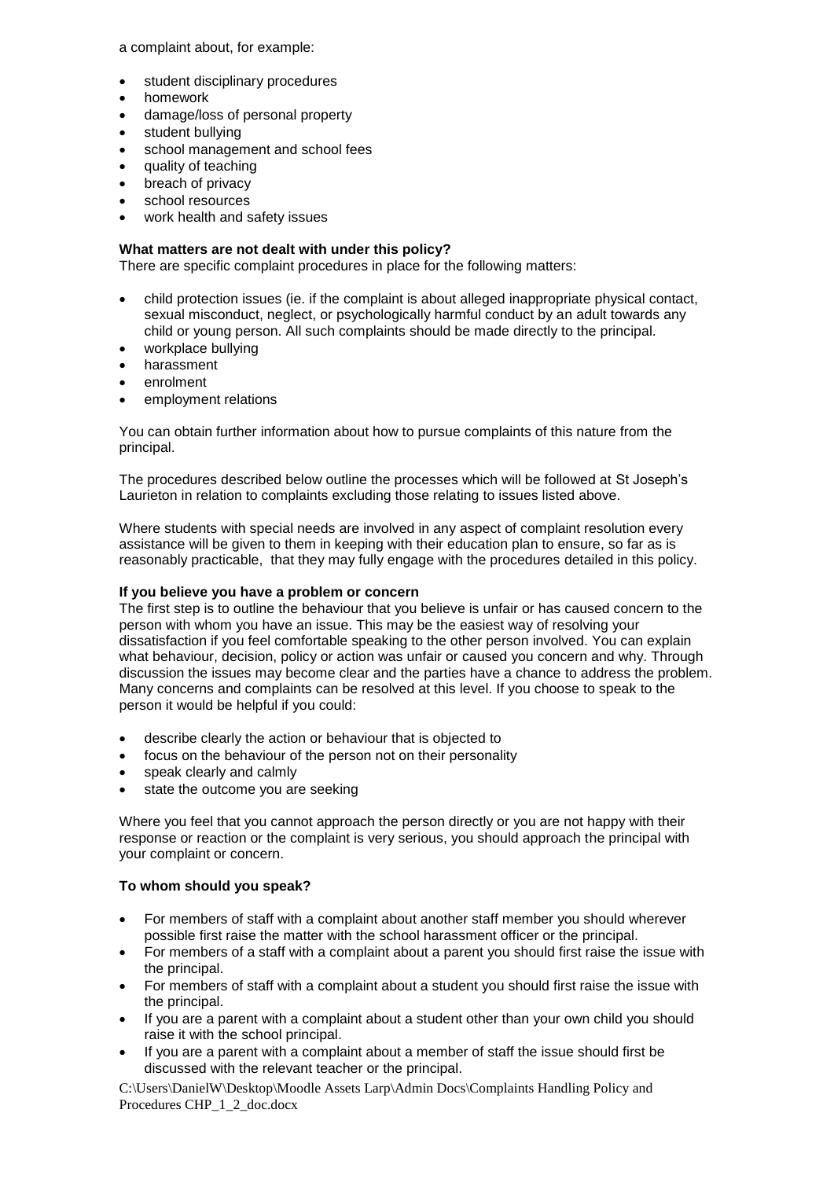a complaint about, for example:

- student disciplinary procedures
- homework
- damage/loss of personal property
- student bullying
- school management and school fees
- quality of teaching
- breach of privacy
- school resources
- work health and safety issues

**What matters are not dealt with under this policy?**
There are specific complaint procedures in place for the following matters:

- child protection issues (ie. if the complaint is about alleged inappropriate physical contact, sexual misconduct, neglect, or psychologically harmful conduct by an adult towards any child or young person. All such complaints should be made directly to the principal.
- workplace bullying
- harassment
- enrolment
- employment relations

You can obtain further information about how to pursue complaints of this nature from the principal.

The procedures described below outline the processes which will be followed at St Joseph's Laurieton in relation to complaints excluding those relating to issues listed above.

Where students with special needs are involved in any aspect of complaint resolution every assistance will be given to them in keeping with their education plan to ensure, so far as is reasonably practicable, that they may fully engage with the procedures detailed in this policy.

**If you believe you have a problem or concern**
The first step is to outline the behaviour that you believe is unfair or has caused concern to the person with whom you have an issue. This may be the easiest way of resolving your dissatisfaction if you feel comfortable speaking to the other person involved. You can explain what behaviour, decision, policy or action was unfair or caused you concern and why. Through discussion the issues may become clear and the parties have a chance to address the problem. Many concerns and complaints can be resolved at this level. If you choose to speak to the person it would be helpful if you could:

- describe clearly the action or behaviour that is objected to
- focus on the behaviour of the person not on their personality
- speak clearly and calmly
- state the outcome you are seeking

Where you feel that you cannot approach the person directly or you are not happy with their response or reaction or the complaint is very serious, you should approach the principal with your complaint or concern.

**To whom should you speak?**

- For members of staff with a complaint about another staff member you should wherever possible first raise the matter with the school harassment officer or the principal.
- For members of a staff with a complaint about a parent you should first raise the issue with the principal.
- For members of staff with a complaint about a student you should first raise the issue with the principal.
- If you are a parent with a complaint about a student other than your own child you should raise it with the school principal.
- If you are a parent with a complaint about a member of staff the issue should first be discussed with the relevant teacher or the principal.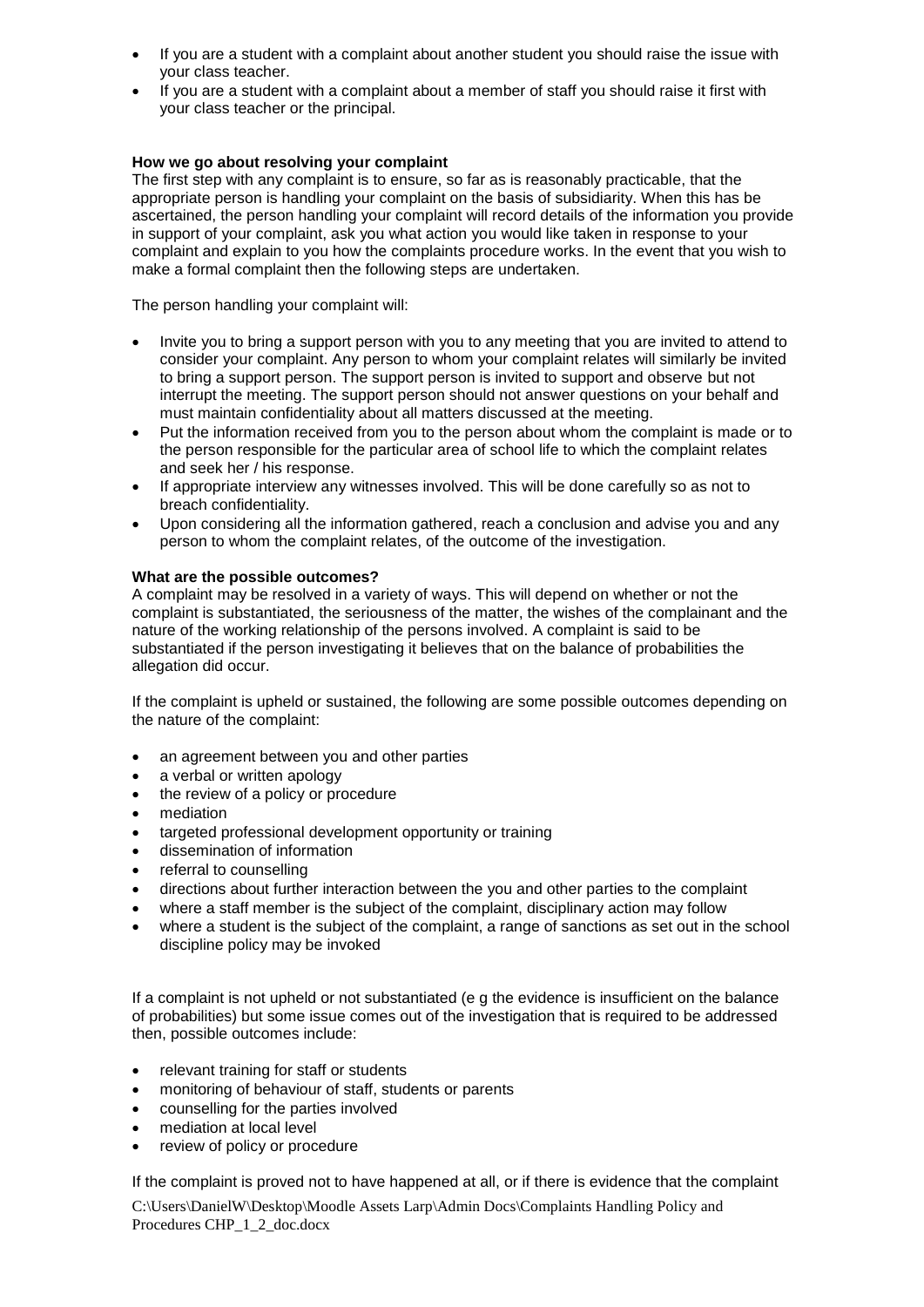- If you are a student with a complaint about another student you should raise the issue with your class teacher.
- If you are a student with a complaint about a member of staff you should raise it first with your class teacher or the principal.

**How we go about resolving your complaint**

The first step with any complaint is to ensure, so far as is reasonably practicable, that the appropriate person is handling your complaint on the basis of subsidiarity. When this has be ascertained, the person handling your complaint will record details of the information you provide in support of your complaint, ask you what action you would like taken in response to your complaint and explain to you how the complaints procedure works. In the event that you wish to make a formal complaint then the following steps are undertaken.

The person handling your complaint will:

- Invite you to bring a support person with you to any meeting that you are invited to attend to consider your complaint. Any person to whom your complaint relates will similarly be invited to bring a support person. The support person is invited to support and observe but not interrupt the meeting. The support person should not answer questions on your behalf and must maintain confidentiality about all matters discussed at the meeting.
- Put the information received from you to the person about whom the complaint is made or to the person responsible for the particular area of school life to which the complaint relates and seek her / his response.
- If appropriate interview any witnesses involved. This will be done carefully so as not to breach confidentiality.
- Upon considering all the information gathered, reach a conclusion and advise you and any person to whom the complaint relates, of the outcome of the investigation.

**What are the possible outcomes?**

A complaint may be resolved in a variety of ways. This will depend on whether or not the complaint is substantiated, the seriousness of the matter, the wishes of the complainant and the nature of the working relationship of the persons involved. A complaint is said to be substantiated if the person investigating it believes that on the balance of probabilities the allegation did occur.

If the complaint is upheld or sustained, the following are some possible outcomes depending on the nature of the complaint:

- an agreement between you and other parties
- a verbal or written apology
- the review of a policy or procedure
- mediation
- targeted professional development opportunity or training
- dissemination of information
- referral to counselling
- directions about further interaction between the you and other parties to the complaint
- where a staff member is the subject of the complaint, disciplinary action may follow
- where a student is the subject of the complaint, a range of sanctions as set out in the school discipline policy may be invoked

If a complaint is not upheld or not substantiated (e g the evidence is insufficient on the balance of probabilities) but some issue comes out of the investigation that is required to be addressed then, possible outcomes include:

- relevant training for staff or students
- monitoring of behaviour of staff, students or parents
- counselling for the parties involved
- mediation at local level
- review of policy or procedure

If the complaint is proved not to have happened at all, or if there is evidence that the complaint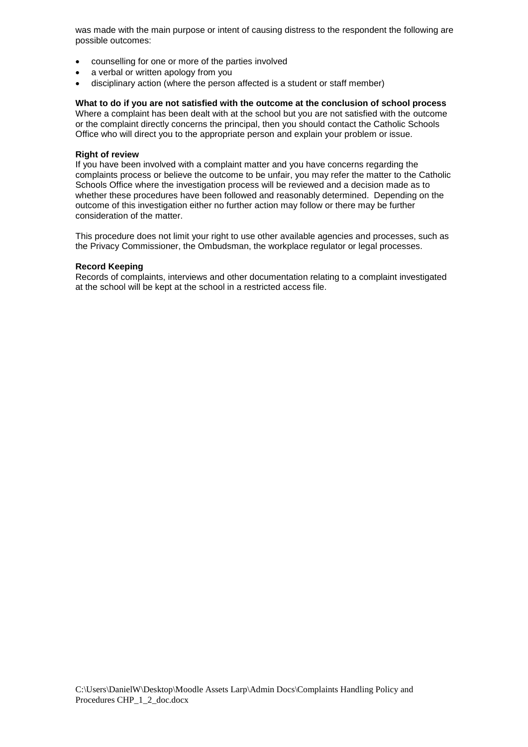was made with the main purpose or intent of causing distress to the respondent the following are possible outcomes:

- counselling for one or more of the parties involved
- a verbal or written apology from you
- disciplinary action (where the person affected is a student or staff member)

**What to do if you are not satisfied with the outcome at the conclusion of school process**
Where a complaint has been dealt with at the school but you are not satisfied with the outcome or the complaint directly concerns the principal, then you should contact the Catholic Schools Office who will direct you to the appropriate person and explain your problem or issue.

**Right of review**
If you have been involved with a complaint matter and you have concerns regarding the complaints process or believe the outcome to be unfair, you may refer the matter to the Catholic Schools Office where the investigation process will be reviewed and a decision made as to whether these procedures have been followed and reasonably determined. Depending on the outcome of this investigation either no further action may follow or there may be further consideration of the matter.

This procedure does not limit your right to use other available agencies and processes, such as the Privacy Commissioner, the Ombudsman, the workplace regulator or legal processes.

**Record Keeping**
Records of complaints, interviews and other documentation relating to a complaint investigated at the school will be kept at the school in a restricted access file.